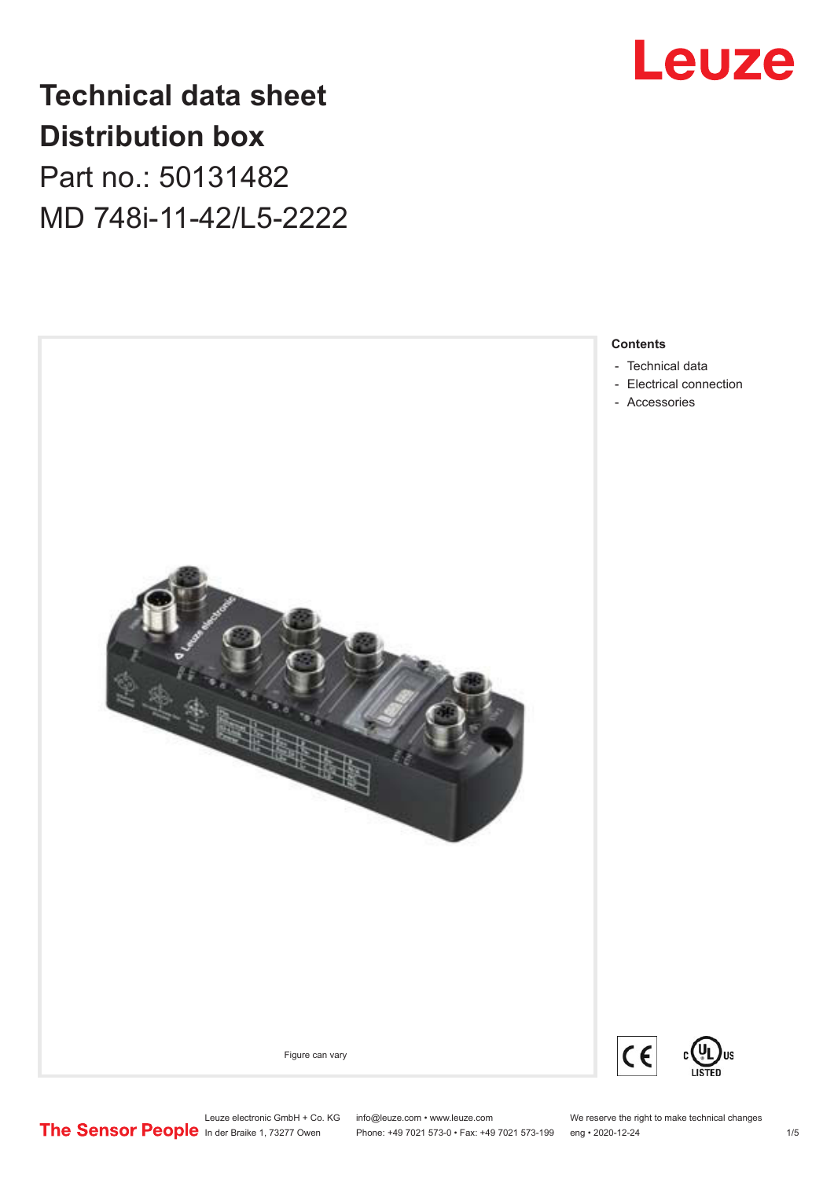# Technical data sheet
# Distribution box

Part no.: 50131482

MD 748i-11-42/L5-2222

Figure can vary

**Contents**

- Technical data
- Electrical connection
- Accessories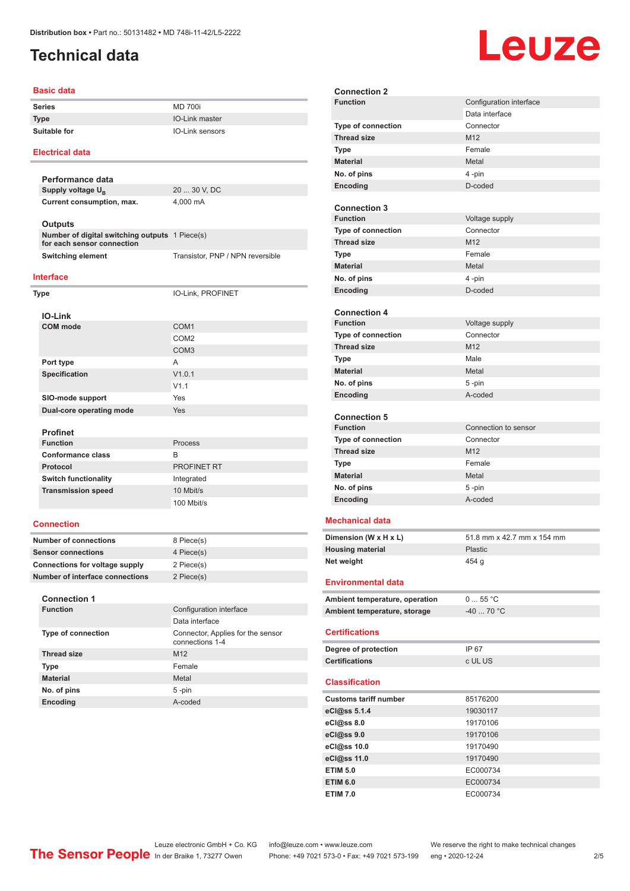# Technical data

## Basic data

| | |
|---|---|
| **Series** | MD 700i |
| **Type** | IO-Link master |
| **Suitable for** | IO-Link sensors |

## Electrical data

### Performance data

| | |
|---|---|
| **Supply voltage $U_B$** | 20 ... 30 V, DC |
| **Current consumption, max.** | 4,000 mA |

### Outputs

| | |
|---|---|
| **Number of digital switching outputs for each sensor connection** | 1 Piece(s) |
| **Switching element** | Transistor, PNP / NPN reversible |

## Interface

| | |
|---|---|
| **Type** | IO-Link, PROFINET |

### IO-Link

| | |
|---|---|
| **COM mode** | COM1 |
| | COM2 |
| | COM3 |
| **Port type** | A |
| **Specification** | V1.0.1 |
| | V1.1 |
| **SIO-mode support** | Yes |
| **Dual-core operating mode** | Yes |

### Profinet

| | |
|---|---|
| **Function** | Process |
| **Conformance class** | B |
| **Protocol** | PROFINET RT |
| **Switch functionality** | Integrated |
| **Transmission speed** | 10 Mbit/s |
| | 100 Mbit/s |

## Connection

| | |
|---|---|
| **Number of connections** | 8 Piece(s) |
| **Sensor connections** | 4 Piece(s) |
| **Connections for voltage supply** | 2 Piece(s) |
| **Number of interface connections** | 2 Piece(s) |

### Connection 1

| | |
|---|---|
| **Function** | Configuration interface |
| | Data interface |
| **Type of connection** | Connector, Applies for the sensor connections 1-4 |
| **Thread size** | M12 |
| **Type** | Female |
| **Material** | Metal |
| **No. of pins** | 5 -pin |
| **Encoding** | A-coded |

### Connection 2

| | |
|---|---|
| **Function** | Configuration interface |
| | Data interface |
| **Type of connection** | Connector |
| **Thread size** | M12 |
| **Type** | Female |
| **Material** | Metal |
| **No. of pins** | 4 -pin |
| **Encoding** | D-coded |

### Connection 3

| | |
|---|---|
| **Function** | Voltage supply |
| **Type of connection** | Connector |
| **Thread size** | M12 |
| **Type** | Female |
| **Material** | Metal |
| **No. of pins** | 4 -pin |
| **Encoding** | D-coded |

### Connection 4

| | |
|---|---|
| **Function** | Voltage supply |
| **Type of connection** | Connector |
| **Thread size** | M12 |
| **Type** | Male |
| **Material** | Metal |
| **No. of pins** | 5 -pin |
| **Encoding** | A-coded |

### Connection 5

| | |
|---|---|
| **Function** | Connection to sensor |
| **Type of connection** | Connector |
| **Thread size** | M12 |
| **Type** | Female |
| **Material** | Metal |
| **No. of pins** | 5 -pin |
| **Encoding** | A-coded |

## Mechanical data

| | |
|---|---|
| **Dimension (W x H x L)** | 51.8 mm x 42.7 mm x 154 mm |
| **Housing material** | Plastic |
| **Net weight** | 454 g |

## Environmental data

| | |
|---|---|
| **Ambient temperature, operation** | 0 ... 55 °C |
| **Ambient temperature, storage** | -40 ... 70 °C |

## Certifications

| | |
|---|---|
| **Degree of protection** | IP 67 |
| **Certifications** | c UL US |

## Classification

| | |
|---|---|
| **Customs tariff number** | 85176200 |
| **eCl@ss 5.1.4** | 19030117 |
| **eCl@ss 8.0** | 19170106 |
| **eCl@ss 9.0** | 19170106 |
| **eCl@ss 10.0** | 19170490 |
| **eCl@ss 11.0** | 19170490 |
| **ETIM 5.0** | EC000734 |
| **ETIM 6.0** | EC000734 |
| **ETIM 7.0** | EC000734 |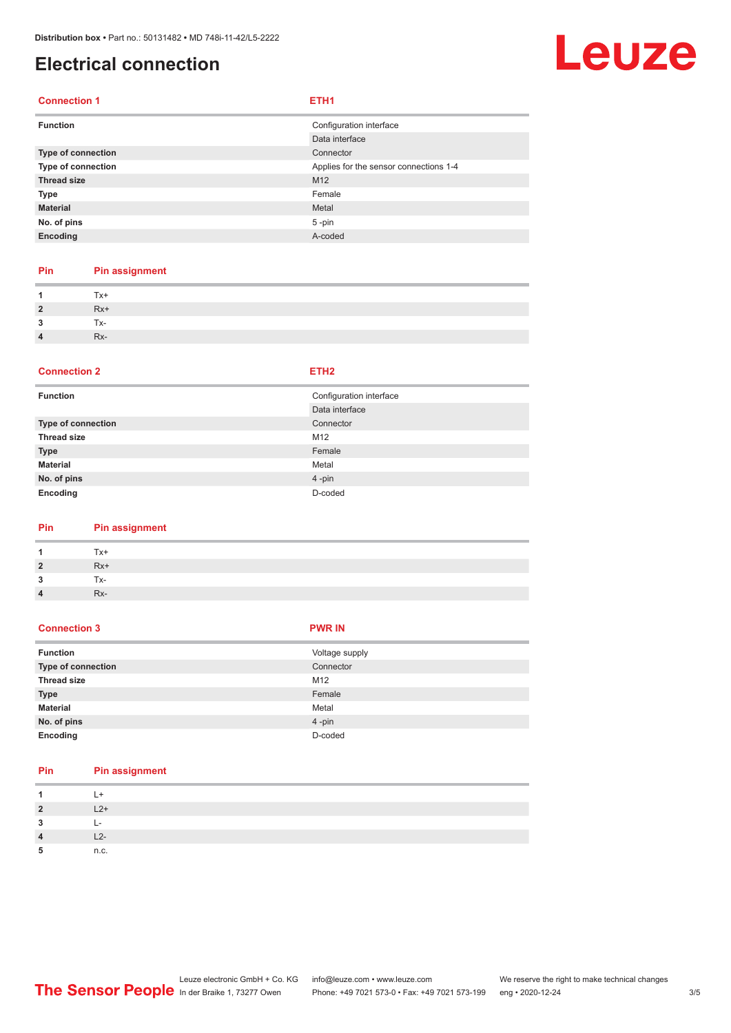# Electrical connection

| Connection 1 | ETH1 |
|---|---|
| **Function** | Configuration interface |
| | Data interface |
| **Type of connection** | Connector |
| **Type of connection** | Applies for the sensor connections 1-4 |
| **Thread size** | M12 |
| **Type** | Female |
| **Material** | Metal |
| **No. of pins** | 5 -pin |
| **Encoding** | A-coded |

| Pin | Pin assignment |
|---|---|
| **1** | Tx+ |
| **2** | Rx+ |
| **3** | Tx- |
| **4** | Rx- |

| Connection 2 | ETH2 |
|---|---|
| **Function** | Configuration interface |
| | Data interface |
| **Type of connection** | Connector |
| **Thread size** | M12 |
| **Type** | Female |
| **Material** | Metal |
| **No. of pins** | 4 -pin |
| **Encoding** | D-coded |

| Pin | Pin assignment |
|---|---|
| **1** | Tx+ |
| **2** | Rx+ |
| **3** | Tx- |
| **4** | Rx- |

| Connection 3 | PWR IN |
|---|---|
| **Function** | Voltage supply |
| **Type of connection** | Connector |
| **Thread size** | M12 |
| **Type** | Female |
| **Material** | Metal |
| **No. of pins** | 4 -pin |
| **Encoding** | D-coded |

| Pin | Pin assignment |
|---|---|
| **1** | L+ |
| **2** | L2+ |
| **3** | L- |
| **4** | L2- |
| **5** | n.c. |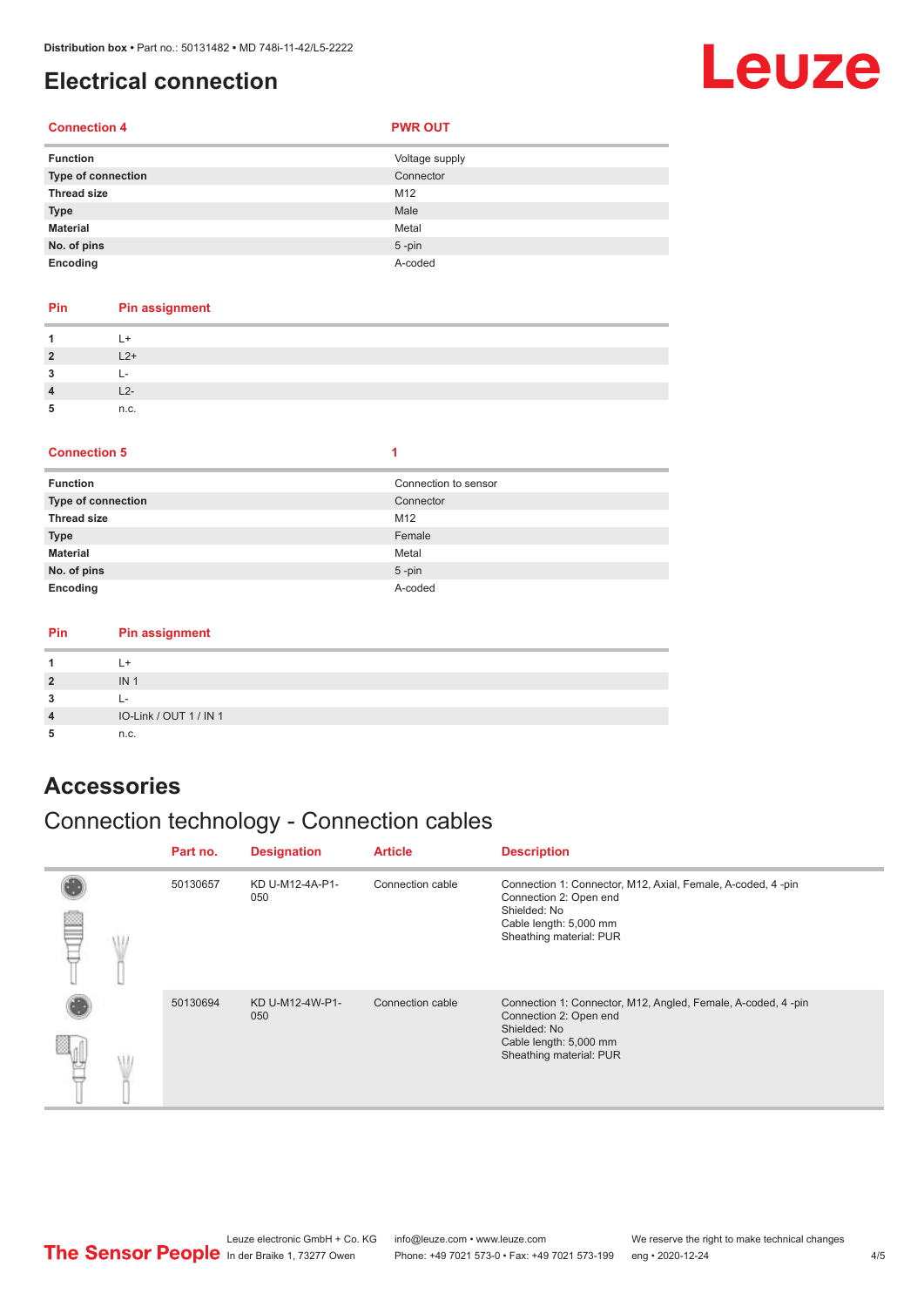# Electrical connection

| Connection 4 | PWR OUT |
|---|---|
| **Function** | Voltage supply |
| **Type of connection** | Connector |
| **Thread size** | M12 |
| **Type** | Male |
| **Material** | Metal |
| **No. of pins** | 5 -pin |
| **Encoding** | A-coded |

| Pin | Pin assignment |
|---|---|
| **1** | L+ |
| **2** | L2+ |
| **3** | L- |
| **4** | L2- |
| **5** | n.c. |

| Connection 5 | 1 |
|---|---|
| **Function** | Connection to sensor |
| **Type of connection** | Connector |
| **Thread size** | M12 |
| **Type** | Female |
| **Material** | Metal |
| **No. of pins** | 5 -pin |
| **Encoding** | A-coded |

| Pin | Pin assignment |
|---|---|
| **1** | L+ |
| **2** | IN 1 |
| **3** | L- |
| **4** | IO-Link / OUT 1 / IN 1 |
| **5** | n.c. |

# Accessories

## Connection technology - Connection cables

| Part no. | Designation | Article | Description |
|---|---|---|---|
| 50130657 | KD U-M12-4A-P1-050 | Connection cable | Connection 1: Connector, M12, Axial, Female, A-coded, 4 -pin<br>Connection 2: Open end<br>Shielded: No<br>Cable length: 5,000 mm<br>Sheathing material: PUR |
| 50130694 | KD U-M12-4W-P1-050 | Connection cable | Connection 1: Connector, M12, Angled, Female, A-coded, 4 -pin<br>Connection 2: Open end<br>Shielded: No<br>Cable length: 5,000 mm<br>Sheathing material: PUR |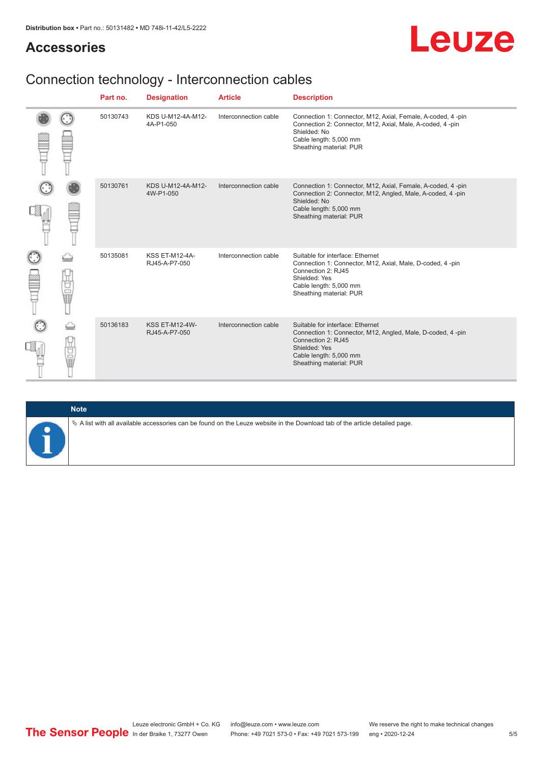## Accessories

# Connection technology - Interconnection cables

| | Part no. | Designation | Article | Description |
|---|---|---|---|---|
| | 50130743 | KDS U-M12-4A-M12-4A-P1-050 | Interconnection cable | Connection 1: Connector, M12, Axial, Female, A-coded, 4 -pin<br>Connection 2: Connector, M12, Axial, Male, A-coded, 4 -pin<br>Shielded: No<br>Cable length: 5,000 mm<br>Sheathing material: PUR |
| | 50130761 | KDS U-M12-4A-M12-4W-P1-050 | Interconnection cable | Connection 1: Connector, M12, Axial, Female, A-coded, 4 -pin<br>Connection 2: Connector, M12, Angled, Male, A-coded, 4 -pin<br>Shielded: No<br>Cable length: 5,000 mm<br>Sheathing material: PUR |
| | 50135081 | KSS ET-M12-4A-RJ45-A-P7-050 | Interconnection cable | Suitable for interface: Ethernet<br>Connection 1: Connector, M12, Axial, Male, D-coded, 4 -pin<br>Connection 2: RJ45<br>Shielded: Yes<br>Cable length: 5,000 mm<br>Sheathing material: PUR |
| | 50136183 | KSS ET-M12-4W-RJ45-A-P7-050 | Interconnection cable | Suitable for interface: Ethernet<br>Connection 1: Connector, M12, Angled, Male, D-coded, 4 -pin<br>Connection 2: RJ45<br>Shielded: Yes<br>Cable length: 5,000 mm<br>Sheathing material: PUR |

**Note**

- A list with all available accessories can be found on the Leuze website in the Download tab of the article detailed page.